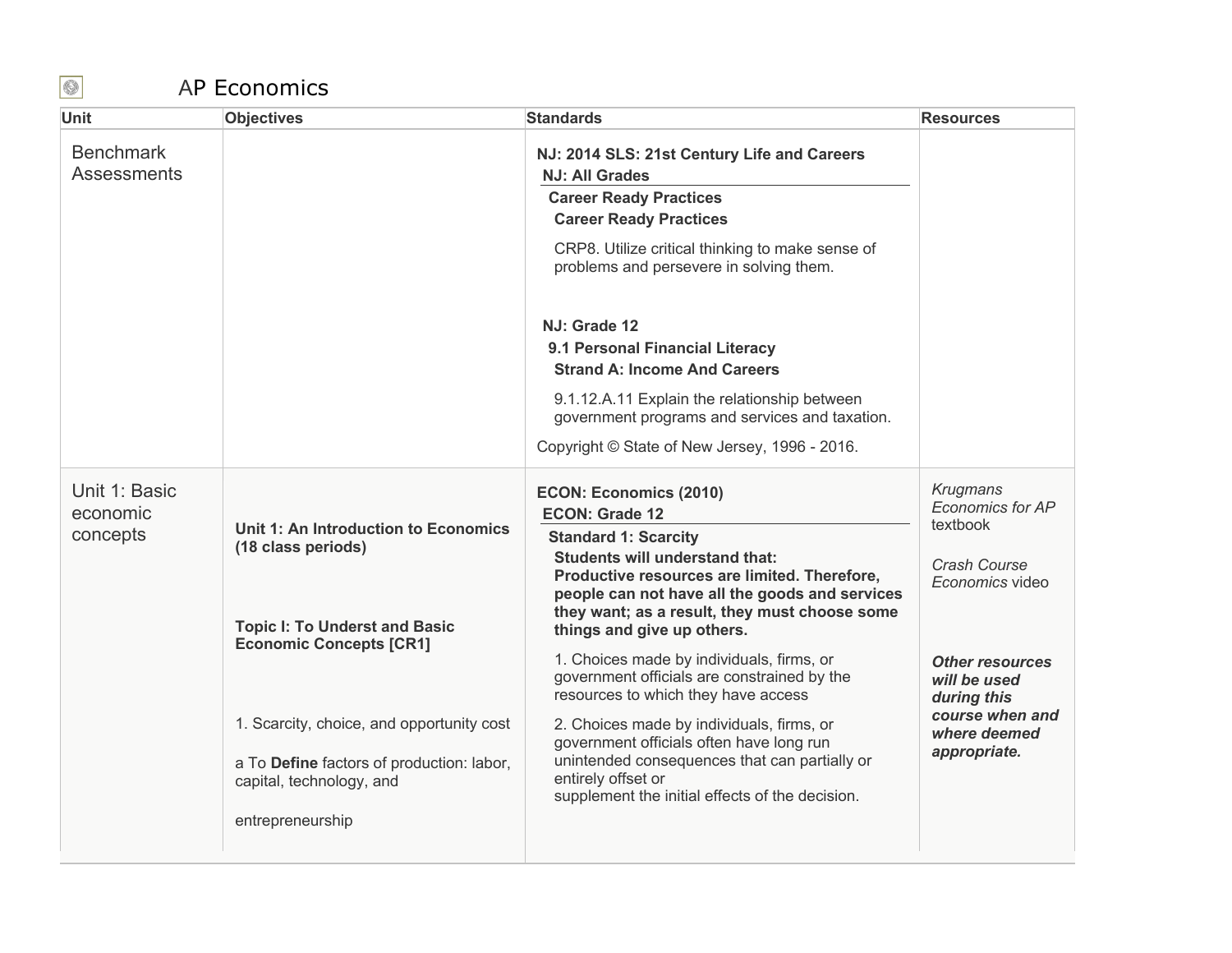# AP Economics

| Unit | Objectives | Standards | Resources |
|---|---|---|---|
| Benchmark Assessments | | **NJ: 2014 SLS: 21st Century Life and Careers**<br>**NJ: All Grades**<br>**Career Ready Practices**<br>**Career Ready Practices**<br>CRP8. Utilize critical thinking to make sense of problems and persevere in solving them.<br><br>**NJ: Grade 12**<br>**9.1 Personal Financial Literacy**<br>**Strand A: Income And Careers**<br>9.1.12.A.11 Explain the relationship between government programs and services and taxation.<br>Copyright © State of New Jersey, 1996 - 2016. | |
| Unit 1: Basic economic concepts | **Unit 1: An Introduction to Economics (18 class periods)**<br><br>**Topic I: To Underst and Basic Economic Concepts [CR1]**<br><br>1. Scarcity, choice, and opportunity cost<br><br>a To **Define** factors of production: labor, capital, technology, and<br><br>entrepreneurship | **ECON: Economics (2010)**<br>**ECON: Grade 12**<br>**Standard 1: Scarcity**<br>**Students will understand that: Productive resources are limited. Therefore, people can not have all the goods and services they want; as a result, they must choose some things and give up others.**<br>1. Choices made by individuals, firms, or government officials are constrained by the resources to which they have access<br>2. Choices made by individuals, firms, or government officials often have long run unintended consequences that can partially or entirely offset or supplement the initial effects of the decision. | *Krugmans Economics for AP* textbook<br><br>*Crash Course Economics* video<br><br>***Other resources will be used during this course when and where deemed appropriate.*** |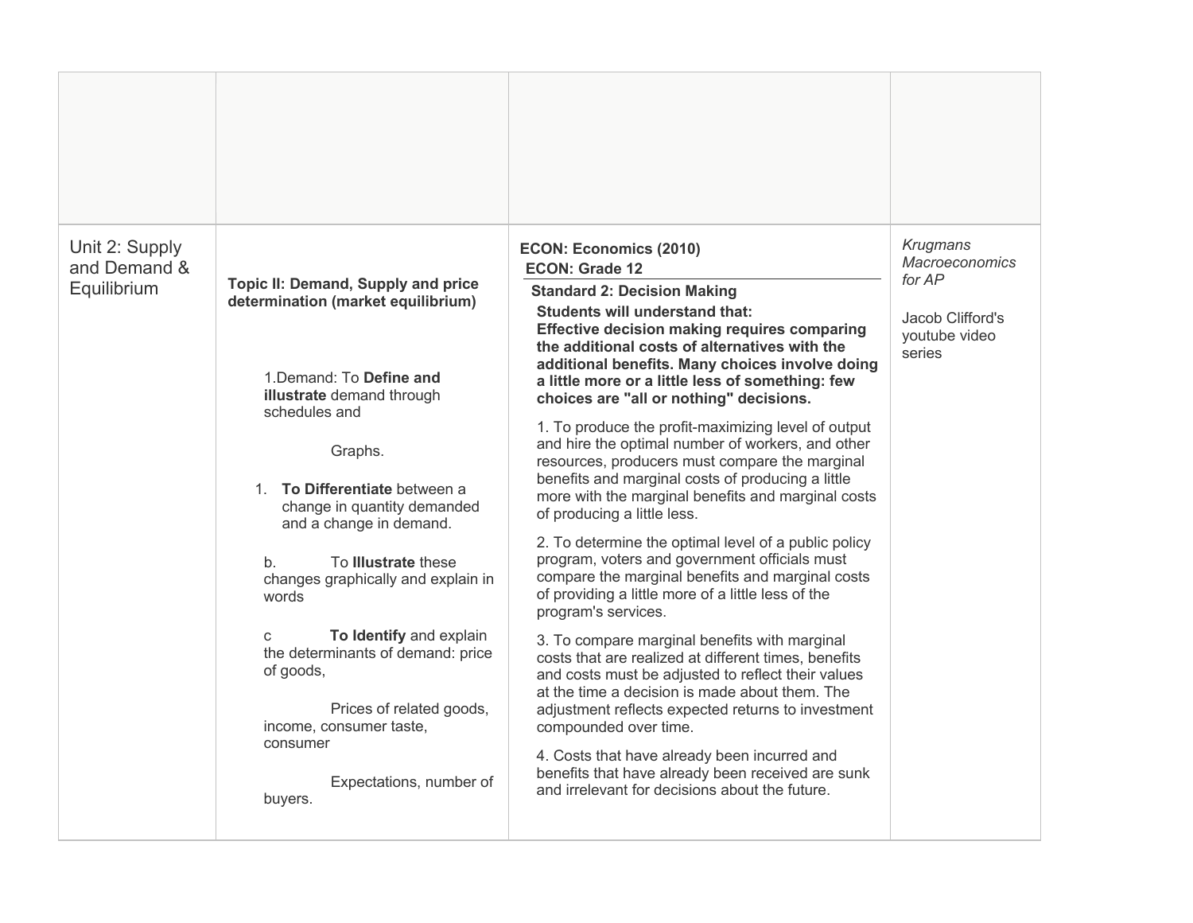| | | | |
|---|---|---|---|
| | | | |
| Unit 2: Supply and Demand & Equilibrium | **Topic II: Demand, Supply and price determination (market equilibrium)**<br><br>1.Demand: To **Define and illustrate** demand through schedules and<br><br>Graphs.<br><br>1. **To Differentiate** between a change in quantity demanded and a change in demand.<br><br>b. To **Illustrate** these changes graphically and explain in words<br><br>c **To Identify** and explain the determinants of demand: price of goods,<br><br>Prices of related goods, income, consumer taste, consumer<br><br>Expectations, number of buyers. | **ECON: Economics (2010)**<br>**ECON: Grade 12**<br>**Standard 2: Decision Making**<br>**Students will understand that: Effective decision making requires comparing the additional costs of alternatives with the additional benefits. Many choices involve doing a little more or a little less of something: few choices are "all or nothing" decisions.**<br><br>1. To produce the profit-maximizing level of output and hire the optimal number of workers, and other resources, producers must compare the marginal benefits and marginal costs of producing a little more with the marginal benefits and marginal costs of producing a little less.<br><br>2. To determine the optimal level of a public policy program, voters and government officials must compare the marginal benefits and marginal costs of providing a little more of a little less of the program's services.<br><br>3. To compare marginal benefits with marginal costs that are realized at different times, benefits and costs must be adjusted to reflect their values at the time a decision is made about them. The adjustment reflects expected returns to investment compounded over time.<br><br>4. Costs that have already been incurred and benefits that have already been received are sunk and irrelevant for decisions about the future. | *Krugmans Macroeconomics for AP*<br><br>Jacob Clifford's youtube video series |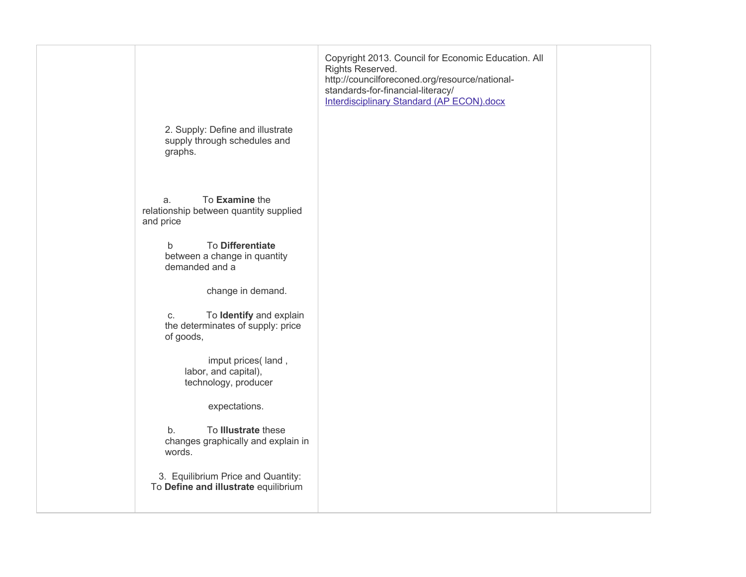| | | | |
|---|---|---|---|
| | 2. Supply: Define and illustrate supply through schedules and graphs.<br><br>a. To **Examine** the relationship between quantity supplied and price<br><br>b To **Differentiate** between a change in quantity demanded and a change in demand.<br><br>c. To **Identify** and explain the determinates of supply: price of goods, imput prices( land , labor, and capital), technology, producer expectations.<br><br>b. To **Illustrate** these changes graphically and explain in words.<br><br>3. Equilibrium Price and Quantity: To **Define and illustrate** equilibrium | Copyright 2013. Council for Economic Education. All Rights Reserved. http://counciloreconed.org/resource/national-standards-for-financial-literacy/<br>Interdisciplinary Standard (AP ECON).docx | |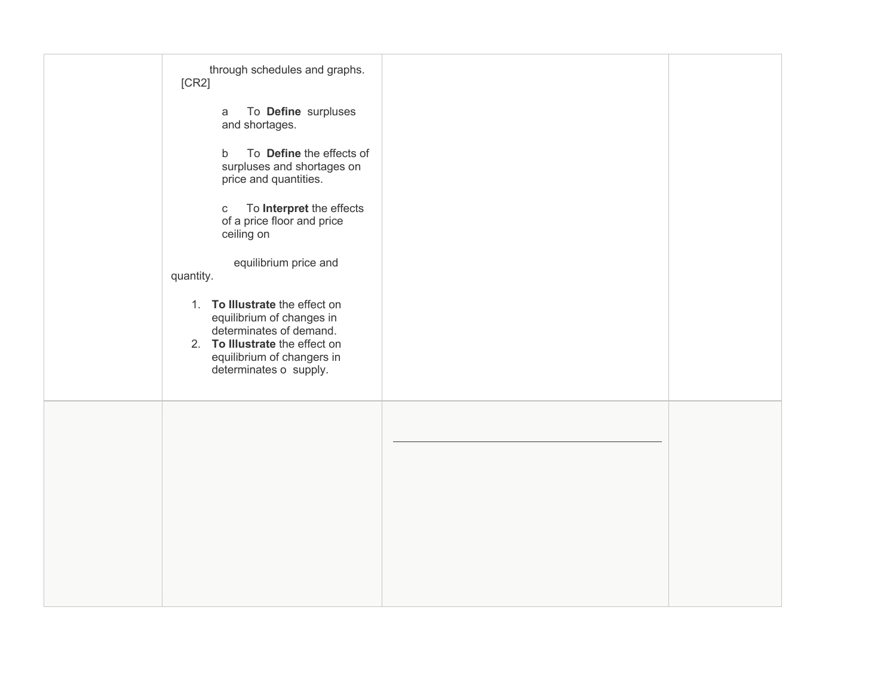| | | | |
|---|---|---|---|
| | through schedules and graphs. [CR2]<br><br>a To **Define** surpluses and shortages.<br><br>b To **Define** the effects of surpluses and shortages on price and quantities.<br><br>c To **Interpret** the effects of a price floor and price ceiling on<br><br>equilibrium price and quantity.<br><br>1. **To Illustrate** the effect on equilibrium of changes in determinates of demand.<br>2. **To Illustrate** the effect on equilibrium of changers in determinates o supply. | | |
| | | | |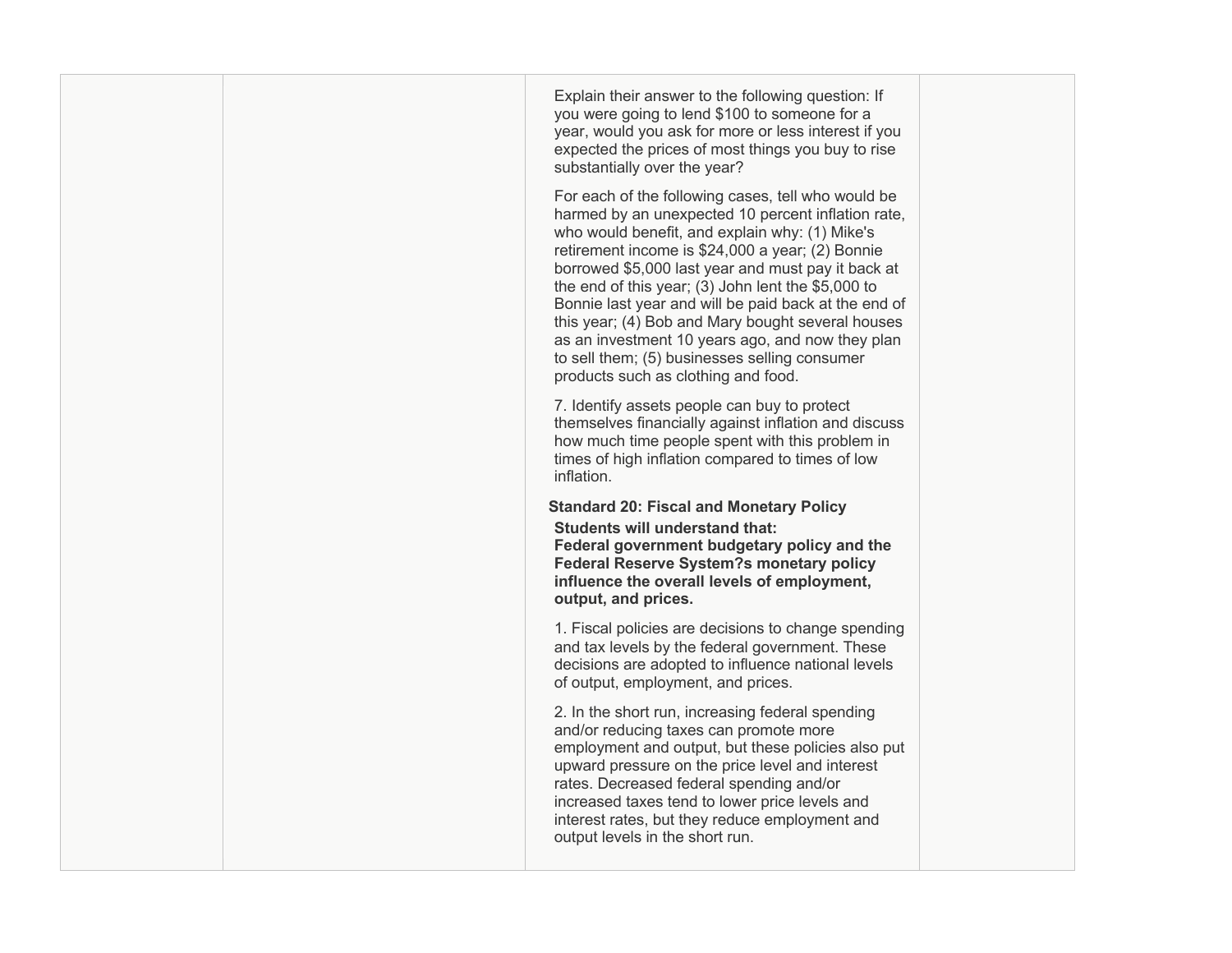| | | | |
|---|---|---|---|
| | | Explain their answer to the following question: If you were going to lend $100 to someone for a year, would you ask for more or less interest if you expected the prices of most things you buy to rise substantially over the year?<br><br>For each of the following cases, tell who would be harmed by an unexpected 10 percent inflation rate, who would benefit, and explain why: (1) Mike's retirement income is $24,000 a year; (2) Bonnie borrowed $5,000 last year and must pay it back at the end of this year; (3) John lent the $5,000 to Bonnie last year and will be paid back at the end of this year; (4) Bob and Mary bought several houses as an investment 10 years ago, and now they plan to sell them; (5) businesses selling consumer products such as clothing and food.<br><br>7. Identify assets people can buy to protect themselves financially against inflation and discuss how much time people spent with this problem in times of high inflation compared to times of low inflation.<br><br>**Standard 20: Fiscal and Monetary Policy**<br>**Students will understand that:**<br>**Federal government budgetary policy and the Federal Reserve System?s monetary policy influence the overall levels of employment, output, and prices.**<br><br>1. Fiscal policies are decisions to change spending and tax levels by the federal government. These decisions are adopted to influence national levels of output, employment, and prices.<br><br>2. In the short run, increasing federal spending and/or reducing taxes can promote more employment and output, but these policies also put upward pressure on the price level and interest rates. Decreased federal spending and/or increased taxes tend to lower price levels and interest rates, but they reduce employment and output levels in the short run. | |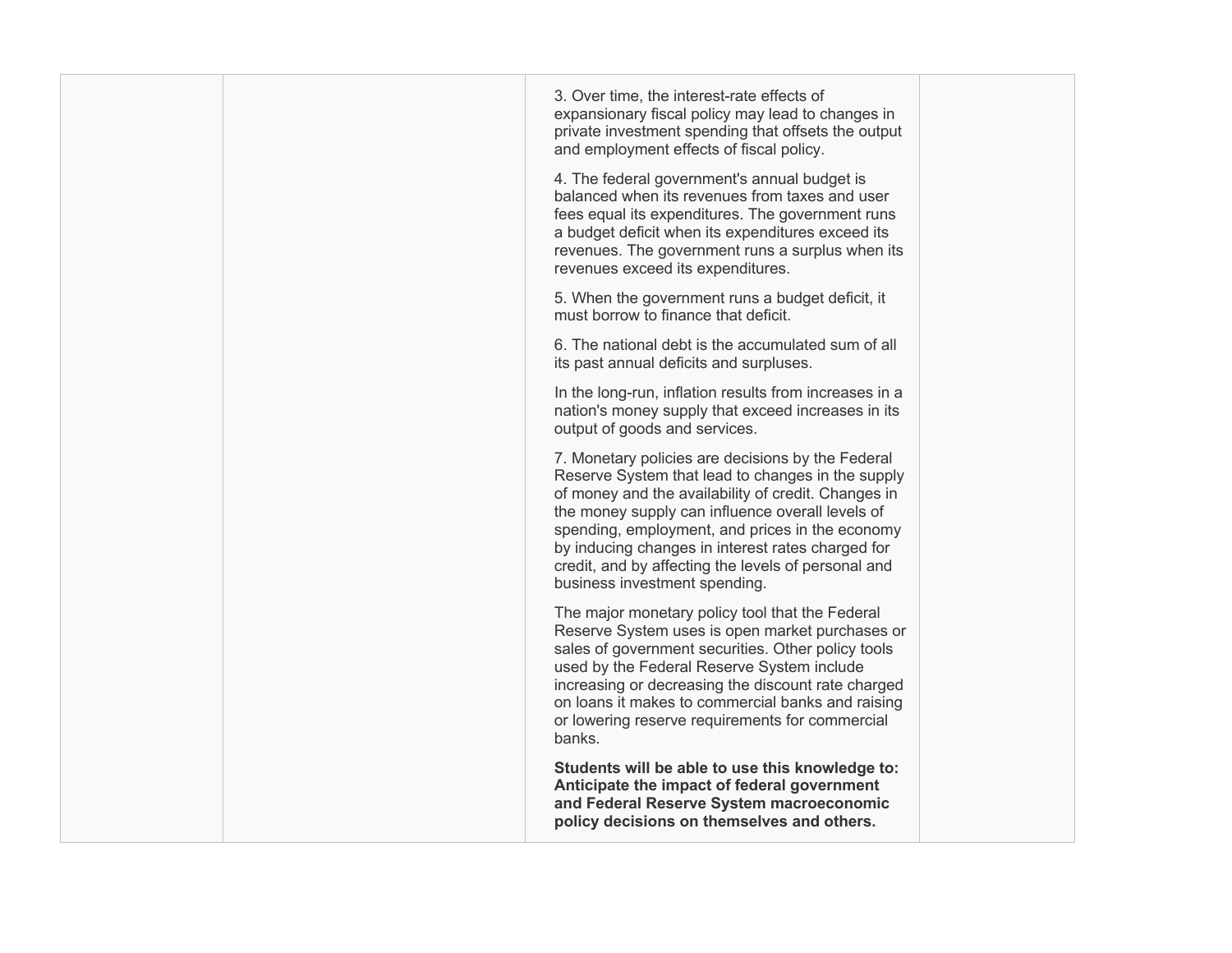| | | | |
|---|---|---|---|
| | | 3. Over time, the interest-rate effects of expansionary fiscal policy may lead to changes in private investment spending that offsets the output and employment effects of fiscal policy.<br><br>4. The federal government's annual budget is balanced when its revenues from taxes and user fees equal its expenditures. The government runs a budget deficit when its expenditures exceed its revenues. The government runs a surplus when its revenues exceed its expenditures.<br><br>5. When the government runs a budget deficit, it must borrow to finance that deficit.<br><br>6. The national debt is the accumulated sum of all its past annual deficits and surpluses.<br><br>In the long-run, inflation results from increases in a nation's money supply that exceed increases in its output of goods and services.<br><br>7. Monetary policies are decisions by the Federal Reserve System that lead to changes in the supply of money and the availability of credit. Changes in the money supply can influence overall levels of spending, employment, and prices in the economy by inducing changes in interest rates charged for credit, and by affecting the levels of personal and business investment spending.<br><br>The major monetary policy tool that the Federal Reserve System uses is open market purchases or sales of government securities. Other policy tools used by the Federal Reserve System include increasing or decreasing the discount rate charged on loans it makes to commercial banks and raising or lowering reserve requirements for commercial banks.<br><br>**Students will be able to use this knowledge to: Anticipate the impact of federal government and Federal Reserve System macroeconomic policy decisions on themselves and others.** | |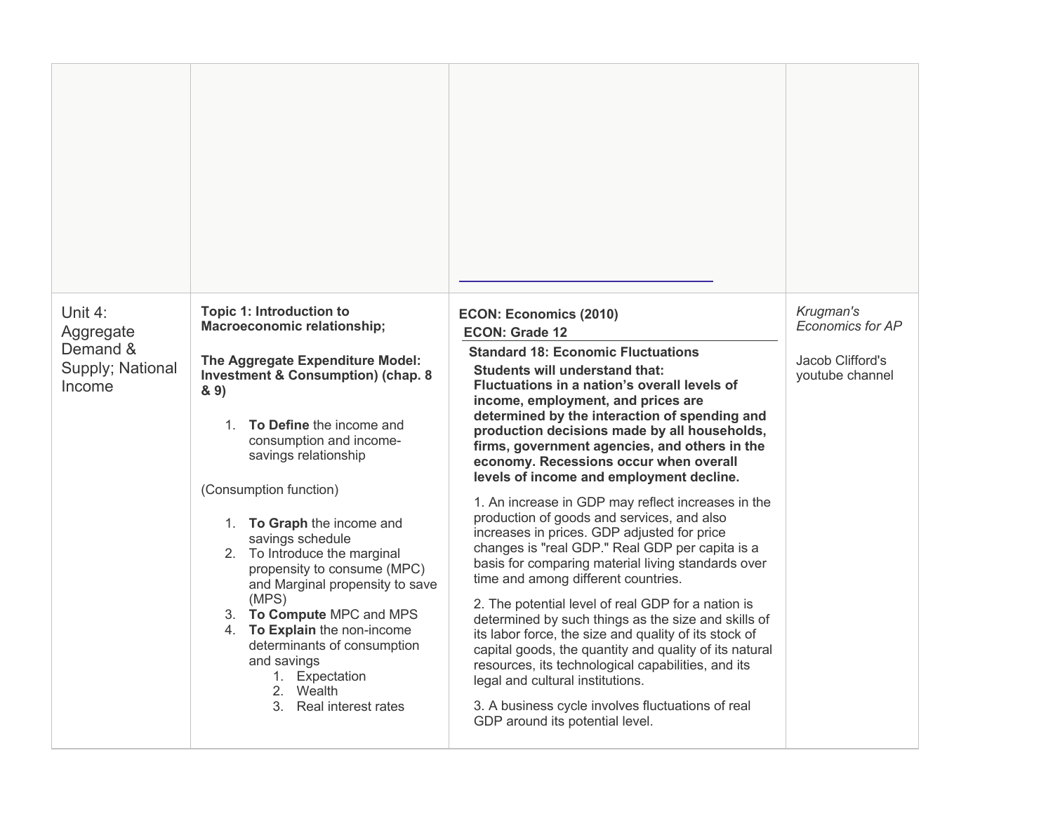| | | | |
|---|---|---|---|
| | | | |
| Unit 4: Aggregate Demand & Supply; National Income | **Topic 1: Introduction to Macroeconomic relationship;**<br><br>**The Aggregate Expenditure Model: Investment & Consumption) (chap. 8 & 9)**<br><br>1. **To Define** the income and consumption and income-savings relationship<br><br>(Consumption function)<br><br>1. **To Graph** the income and savings schedule<br>2. To Introduce the marginal propensity to consume (MPC) and Marginal propensity to save (MPS)<br>3. **To Compute** MPC and MPS<br>4. **To Explain** the non-income determinants of consumption and savings<br>&nbsp;&nbsp;&nbsp;&nbsp;1. Expectation<br>&nbsp;&nbsp;&nbsp;&nbsp;2. Wealth<br>&nbsp;&nbsp;&nbsp;&nbsp;3. Real interest rates | **ECON: Economics (2010)**<br>**ECON: Grade 12**<br>**Standard 18: Economic Fluctuations**<br>**Students will understand that: Fluctuations in a nation's overall levels of income, employment, and prices are determined by the interaction of spending and production decisions made by all households, firms, government agencies, and others in the economy. Recessions occur when overall levels of income and employment decline.**<br><br>1. An increase in GDP may reflect increases in the production of goods and services, and also increases in prices. GDP adjusted for price changes is "real GDP." Real GDP per capita is a basis for comparing material living standards over time and among different countries.<br><br>2. The potential level of real GDP for a nation is determined by such things as the size and skills of its labor force, the size and quality of its stock of capital goods, the quantity and quality of its natural resources, its technological capabilities, and its legal and cultural institutions.<br><br>3. A business cycle involves fluctuations of real GDP around its potential level. | *Krugman's Economics for AP*<br><br>Jacob Clifford's youtube channel |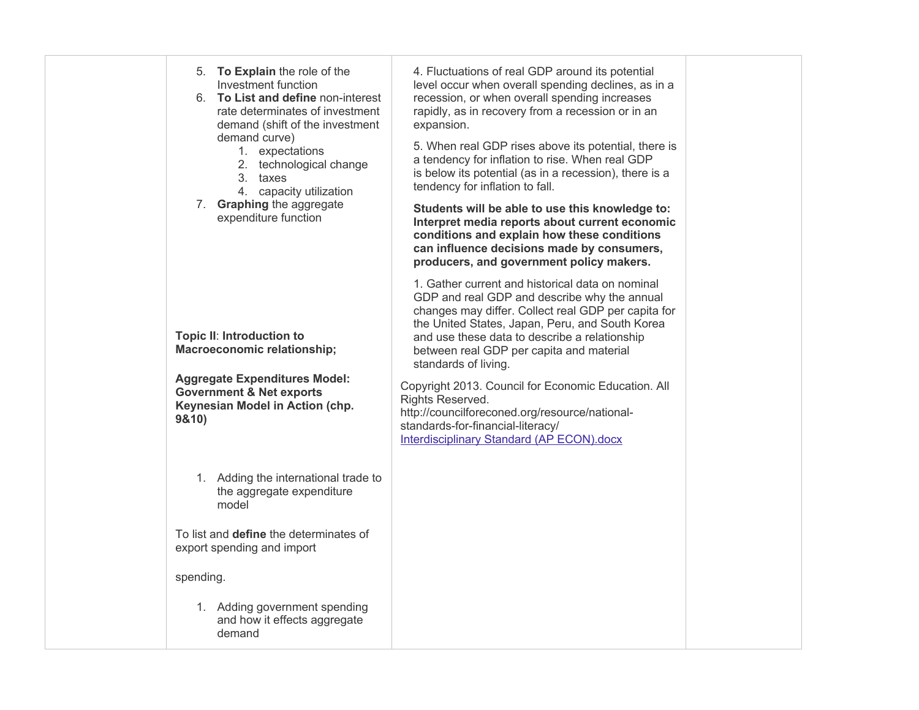| | | | |
|---|---|---|---|
| | 5. **To Explain** the role of the Investment function<br>6. **To List and define** non-interest rate determinates of investment demand (shift of the investment demand curve)<br>&nbsp;&nbsp;&nbsp;&nbsp;1. expectations<br>&nbsp;&nbsp;&nbsp;&nbsp;2. technological change<br>&nbsp;&nbsp;&nbsp;&nbsp;3. taxes<br>&nbsp;&nbsp;&nbsp;&nbsp;4. capacity utilization<br>7. **Graphing** the aggregate expenditure function<br><br>**Topic II**: **Introduction to Macroeconomic relationship;**<br><br>**Aggregate Expenditures Model: Government & Net exports Keynesian Model in Action (chp. 9&10)**<br><br>1. Adding the international trade to the aggregate expenditure model<br><br>To list and **define** the determinates of export spending and import<br><br>spending.<br><br>1. Adding government spending and how it effects aggregate demand | 4. Fluctuations of real GDP around its potential level occur when overall spending declines, as in a recession, or when overall spending increases rapidly, as in recovery from a recession or in an expansion.<br><br>5. When real GDP rises above its potential, there is a tendency for inflation to rise. When real GDP is below its potential (as in a recession), there is a tendency for inflation to fall.<br><br>**Students will be able to use this knowledge to: Interpret media reports about current economic conditions and explain how these conditions can influence decisions made by consumers, producers, and government policy makers.**<br><br>1. Gather current and historical data on nominal GDP and real GDP and describe why the annual changes may differ. Collect real GDP per capita for the United States, Japan, Peru, and South Korea and use these data to describe a relationship between real GDP per capita and material standards of living.<br><br>Copyright 2013. Council for Economic Education. All Rights Reserved. http://councilforeconed.org/resource/national-standards-for-financial-literacy/<br>Interdisciplinary Standard (AP ECON).docx | |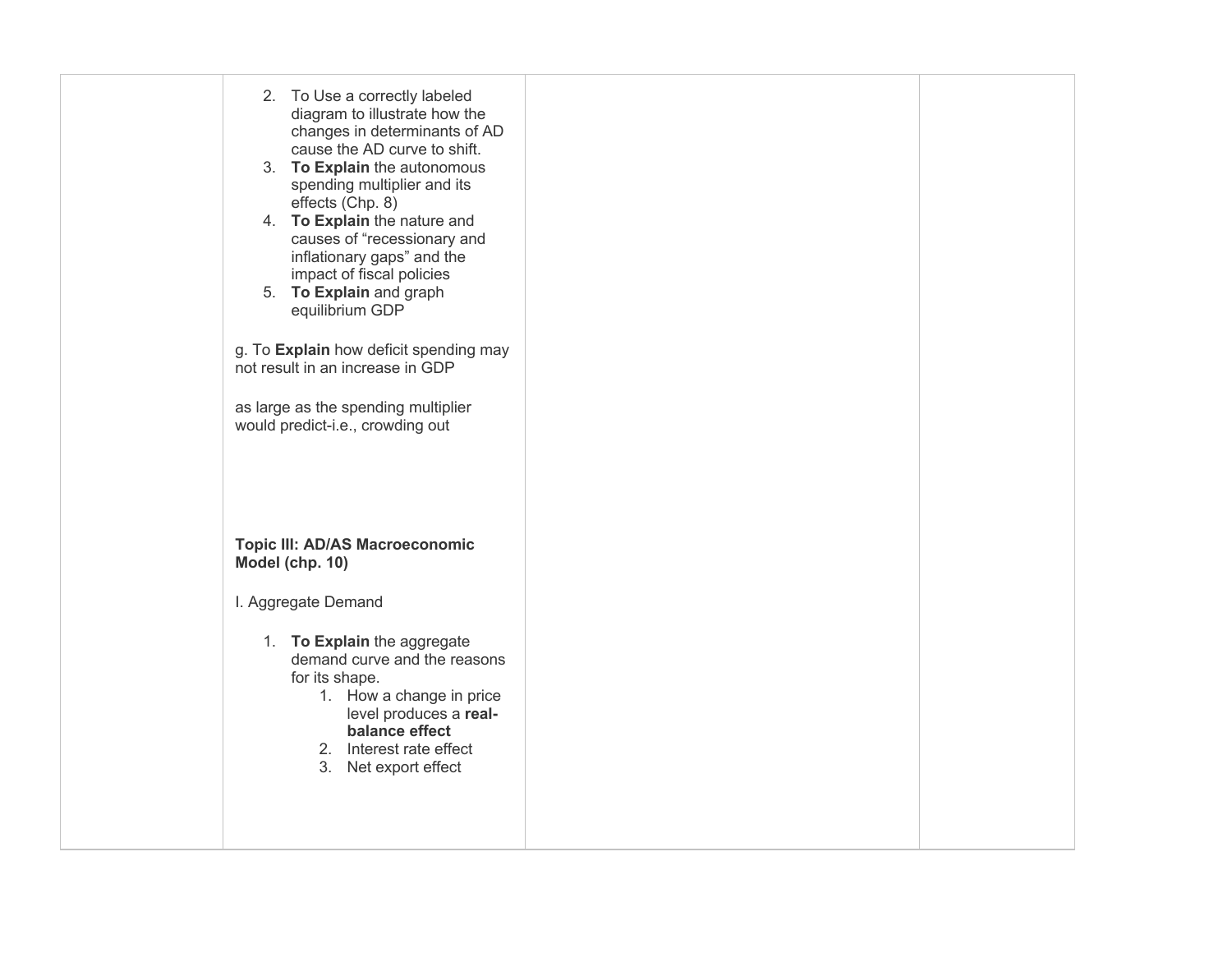| | 2. To Use a correctly labeled diagram to illustrate how the changes in determinants of AD cause the AD curve to shift.<br>3. **To Explain** the autonomous spending multiplier and its effects (Chp. 8)<br>4. **To Explain** the nature and causes of “recessionary and inflationary gaps” and the impact of fiscal policies<br>5. **To Explain** and graph equilibrium GDP<br><br>g. To **Explain** how deficit spending may not result in an increase in GDP<br><br>as large as the spending multiplier would predict-i.e., crowding out<br><br>**Topic III: AD/AS Macroeconomic Model (chp. 10)**<br><br>I. Aggregate Demand<br><br>1. **To Explain** the aggregate demand curve and the reasons for its shape.<br>&nbsp;&nbsp;&nbsp;&nbsp;1. How a change in price level produces a **real-balance effect**<br>&nbsp;&nbsp;&nbsp;&nbsp;2. Interest rate effect<br>&nbsp;&nbsp;&nbsp;&nbsp;3. Net export effect | | |
|---|---|---|---|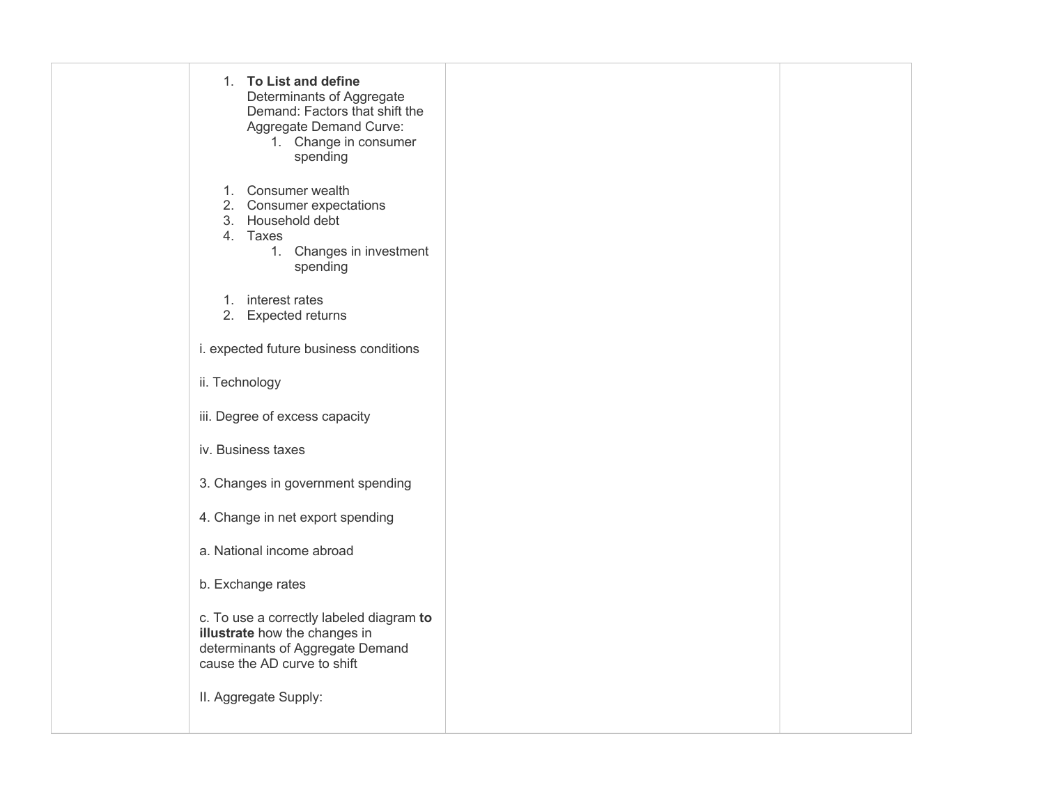| | | | |
|---|---|---|---|
| | 1. **To List and define** Determinants of Aggregate Demand: Factors that shift the Aggregate Demand Curve:<br>&nbsp;&nbsp;&nbsp;&nbsp;1. Change in consumer spending<br><br>1. Consumer wealth<br>2. Consumer expectations<br>3. Household debt<br>4. Taxes<br>&nbsp;&nbsp;&nbsp;&nbsp;1. Changes in investment spending<br><br>1. interest rates<br>2. Expected returns<br><br>i. expected future business conditions<br><br>ii. Technology<br><br>iii. Degree of excess capacity<br><br>iv. Business taxes<br><br>3. Changes in government spending<br><br>4. Change in net export spending<br><br>a. National income abroad<br><br>b. Exchange rates<br><br>c. To use a correctly labeled diagram **to illustrate** how the changes in determinants of Aggregate Demand cause the AD curve to shift<br><br>II. Aggregate Supply: | | |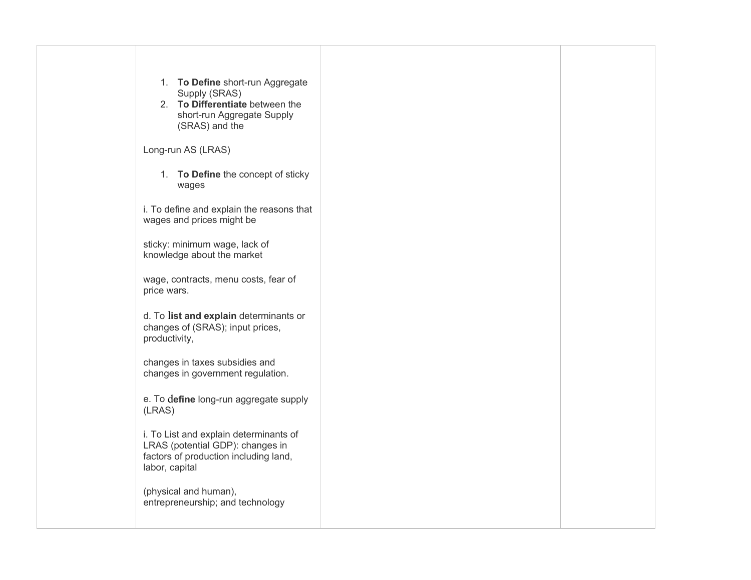| | | | |
|---|---|---|---|
| | 1. **To Define** short-run Aggregate Supply (SRAS)<br>2. **To Differentiate** between the short-run Aggregate Supply (SRAS) and the<br><br>Long-run AS (LRAS)<br><br>1. **To Define** the concept of sticky wages<br><br>i. To define and explain the reasons that wages and prices might be<br><br>sticky: minimum wage, lack of knowledge about the market<br><br>wage, contracts, menu costs, fear of price wars.<br><br>d. To **list and explain** determinants or changes of (SRAS); input prices, productivity,<br><br>changes in taxes subsidies and changes in government regulation.<br><br>e. To **define** long-run aggregate supply (LRAS)<br><br>i. To List and explain determinants of LRAS (potential GDP): changes in factors of production including land, labor, capital<br><br>(physical and human), entrepreneurship; and technology | | |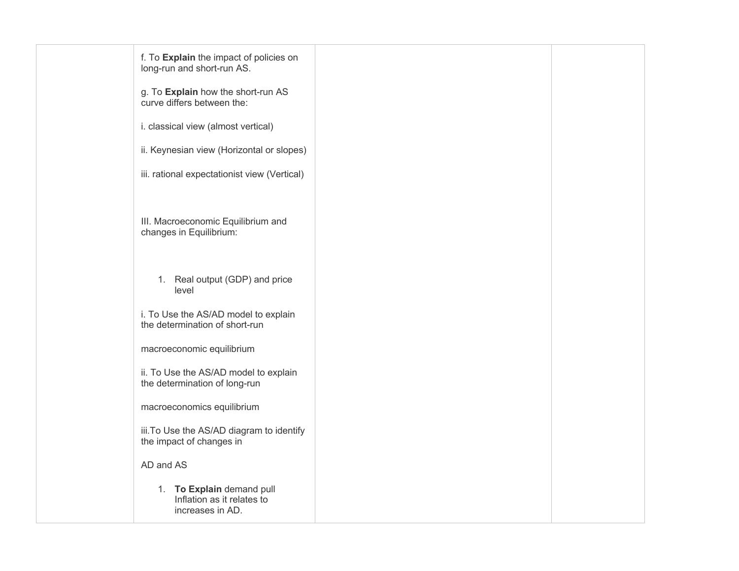|  | f. To **Explain** the impact of policies on long-run and short-run AS.<br><br>g. To **Explain** how the short-run AS curve differs between the:<br><br>i. classical view (almost vertical)<br><br>ii. Keynesian view (Horizontal or slopes)<br><br>iii. rational expectationist view (Vertical)<br><br>III. Macroeconomic Equilibrium and changes in Equilibrium:<br><br>1. Real output (GDP) and price level<br><br>i. To Use the AS/AD model to explain the determination of short-run<br><br>macroeconomic equilibrium<br><br>ii. To Use the AS/AD model to explain the determination of long-run<br><br>macroeconomics equilibrium<br><br>iii.To Use the AS/AD diagram to identify the impact of changes in<br><br>AD and AS<br><br>1. **To Explain** demand pull Inflation as it relates to increases in AD. |  |  |
| --- | --- | --- | --- |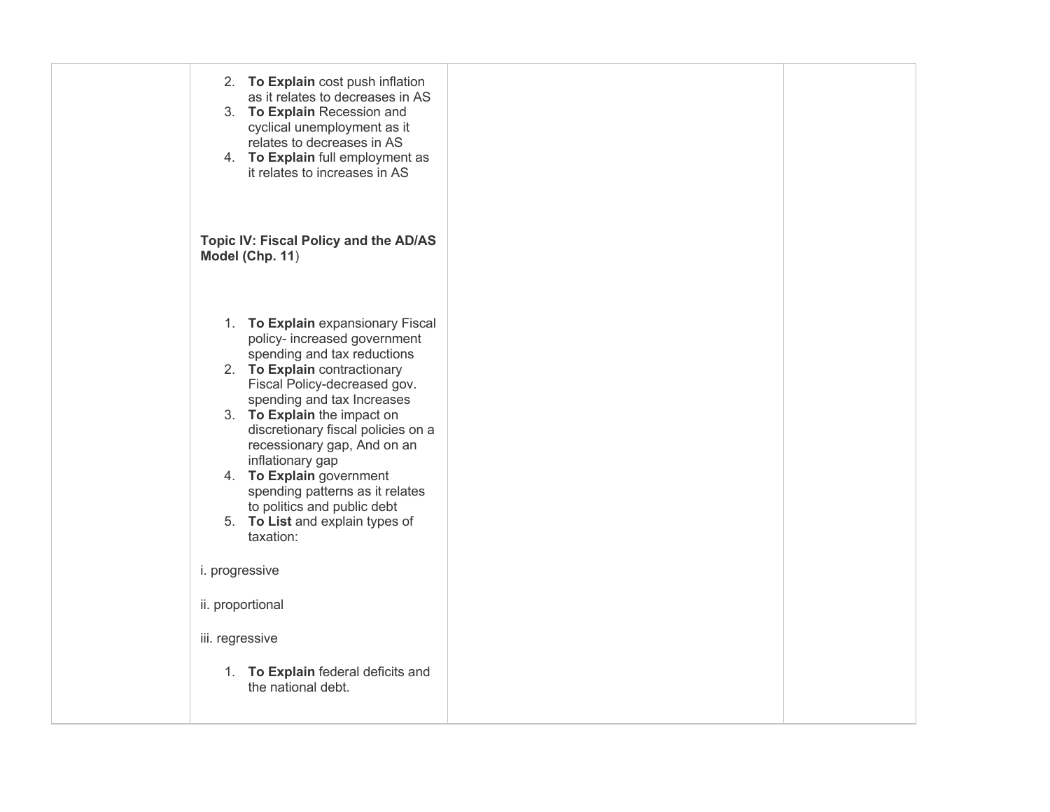| | | | |
|---|---|---|---|
| | 2. **To Explain** cost push inflation as it relates to decreases in AS<br>3. **To Explain** Recession and cyclical unemployment as it relates to decreases in AS<br>4. **To Explain** full employment as it relates to increases in AS<br><br>**Topic IV: Fiscal Policy and the AD/AS Model (Chp. 11**)<br><br>1. **To Explain** expansionary Fiscal policy- increased government spending and tax reductions<br>2. **To Explain** contractionary Fiscal Policy-decreased gov. spending and tax Increases<br>3. **To Explain** the impact on discretionary fiscal policies on a recessionary gap, And on an inflationary gap<br>4. **To Explain** government spending patterns as it relates to politics and public debt<br>5. **To List** and explain types of taxation:<br><br>i. progressive<br><br>ii. proportional<br><br>iii. regressive<br><br>1. **To Explain** federal deficits and the national debt. | | |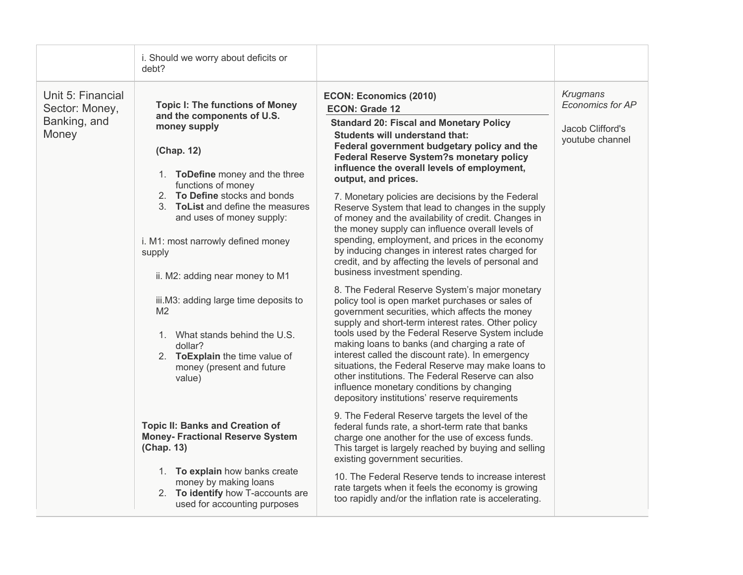| | | | |
|---|---|---|---|
| | i. Should we worry about deficits or debt? | | |
| Unit 5: Financial Sector: Money, Banking, and Money | **Topic I: The functions of Money and the components of U.S. money supply**<br><br>**(Chap. 12)**<br><br>1. **ToDefine** money and the three functions of money<br>2. **To Define** stocks and bonds<br>3. **ToList** and define the measures and uses of money supply:<br><br>i. M1: most narrowly defined money supply<br><br>ii. M2: adding near money to M1<br><br>iii.M3: adding large time deposits to M2<br><br>1. What stands behind the U.S. dollar?<br>2. **ToExplain** the time value of money (present and future value)<br><br>**Topic II: Banks and Creation of Money- Fractional Reserve System (Chap. 13)**<br><br>1. **To explain** how banks create money by making loans<br>2. **To identify** how T-accounts are used for accounting purposes | **ECON: Economics (2010)**<br>**ECON: Grade 12**<br>**Standard 20: Fiscal and Monetary Policy**<br>**Students will understand that:**<br>**Federal government budgetary policy and the Federal Reserve System?s monetary policy influence the overall levels of employment, output, and prices.**<br><br>7. Monetary policies are decisions by the Federal Reserve System that lead to changes in the supply of money and the availability of credit. Changes in the money supply can influence overall levels of spending, employment, and prices in the economy by inducing changes in interest rates charged for credit, and by affecting the levels of personal and business investment spending.<br><br>8. The Federal Reserve System's major monetary policy tool is open market purchases or sales of government securities, which affects the money supply and short-term interest rates. Other policy tools used by the Federal Reserve System include making loans to banks (and charging a rate of interest called the discount rate). In emergency situations, the Federal Reserve may make loans to other institutions. The Federal Reserve can also influence monetary conditions by changing depository institutions' reserve requirements<br><br>9. The Federal Reserve targets the level of the federal funds rate, a short-term rate that banks charge one another for the use of excess funds. This target is largely reached by buying and selling existing government securities.<br><br>10. The Federal Reserve tends to increase interest rate targets when it feels the economy is growing too rapidly and/or the inflation rate is accelerating. | *Krugmans Economics for AP*<br><br>Jacob Clifford's youtube channel |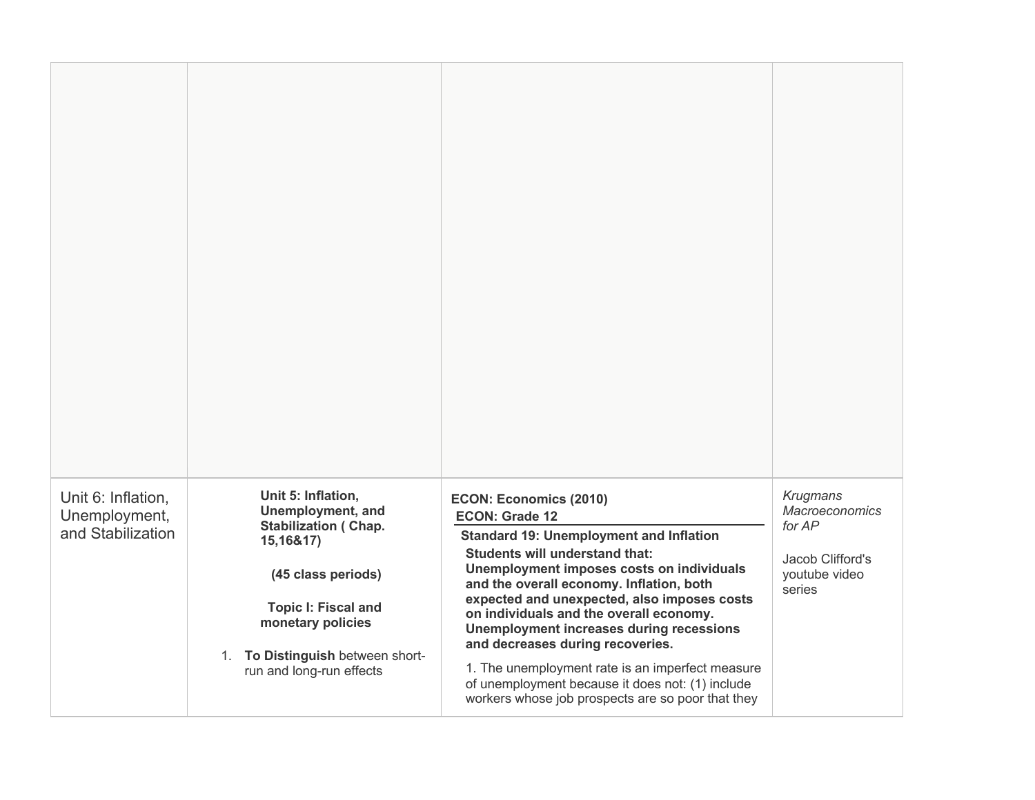| | | | |
|---|---|---|---|
| | | | |
| Unit 6: Inflation, Unemployment, and Stabilization | **Unit 5: Inflation, Unemployment, and Stabilization ( Chap. 15,16&17)**<br><br>**(45 class periods)**<br><br>**Topic I: Fiscal and monetary policies**<br><br>1. **To Distinguish** between short-run and long-run effects | **ECON: Economics (2010)**<br>**ECON: Grade 12**<br>**Standard 19: Unemployment and Inflation**<br>**Students will understand that: Unemployment imposes costs on individuals and the overall economy. Inflation, both expected and unexpected, also imposes costs on individuals and the overall economy. Unemployment increases during recessions and decreases during recoveries.**<br><br>1. The unemployment rate is an imperfect measure of unemployment because it does not: (1) include workers whose job prospects are so poor that they | *Krugmans Macroeconomics for AP*<br><br>Jacob Clifford's youtube video series |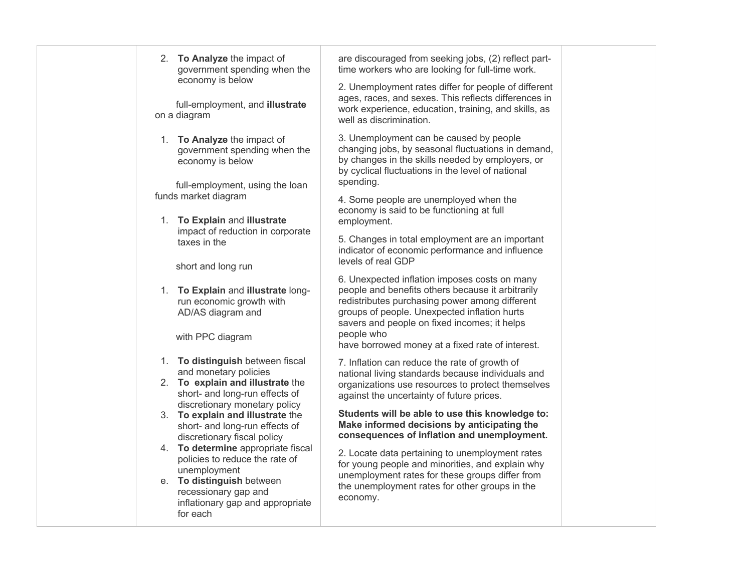| | | | |
|---|---|---|---|
| | 2. **To Analyze** the impact of government spending when the economy is below full-employment, and **illustrate** on a diagram<br><br>1. **To Analyze** the impact of government spending when the economy is below full-employment, using the loan funds market diagram<br><br>1. **To Explain** and **illustrate** impact of reduction in corporate taxes in the short and long run<br><br>1. **To Explain** and **illustrate** long-run economic growth with AD/AS diagram and with PPC diagram<br><br>1. **To distinguish** between fiscal and monetary policies<br>2. **To explain and illustrate** the short- and long-run effects of discretionary monetary policy<br>3. **To explain and illustrate** the short- and long-run effects of discretionary fiscal policy<br>4. **To determine** appropriate fiscal policies to reduce the rate of unemployment<br>e. **To distinguish** between recessionary gap and inflationary gap and appropriate for each | are discouraged from seeking jobs, (2) reflect part-time workers who are looking for full-time work.<br><br>2. Unemployment rates differ for people of different ages, races, and sexes. This reflects differences in work experience, education, training, and skills, as well as discrimination.<br><br>3. Unemployment can be caused by people changing jobs, by seasonal fluctuations in demand, by changes in the skills needed by employers, or by cyclical fluctuations in the level of national spending.<br><br>4. Some people are unemployed when the economy is said to be functioning at full employment.<br><br>5. Changes in total employment are an important indicator of economic performance and influence levels of real GDP<br><br>6. Unexpected inflation imposes costs on many people and benefits others because it arbitrarily redistributes purchasing power among different groups of people. Unexpected inflation hurts savers and people on fixed incomes; it helps people who have borrowed money at a fixed rate of interest.<br><br>7. Inflation can reduce the rate of growth of national living standards because individuals and organizations use resources to protect themselves against the uncertainty of future prices.<br><br>**Students will be able to use this knowledge to: Make informed decisions by anticipating the consequences of inflation and unemployment.**<br><br>2. Locate data pertaining to unemployment rates for young people and minorities, and explain why unemployment rates for these groups differ from the unemployment rates for other groups in the economy. | |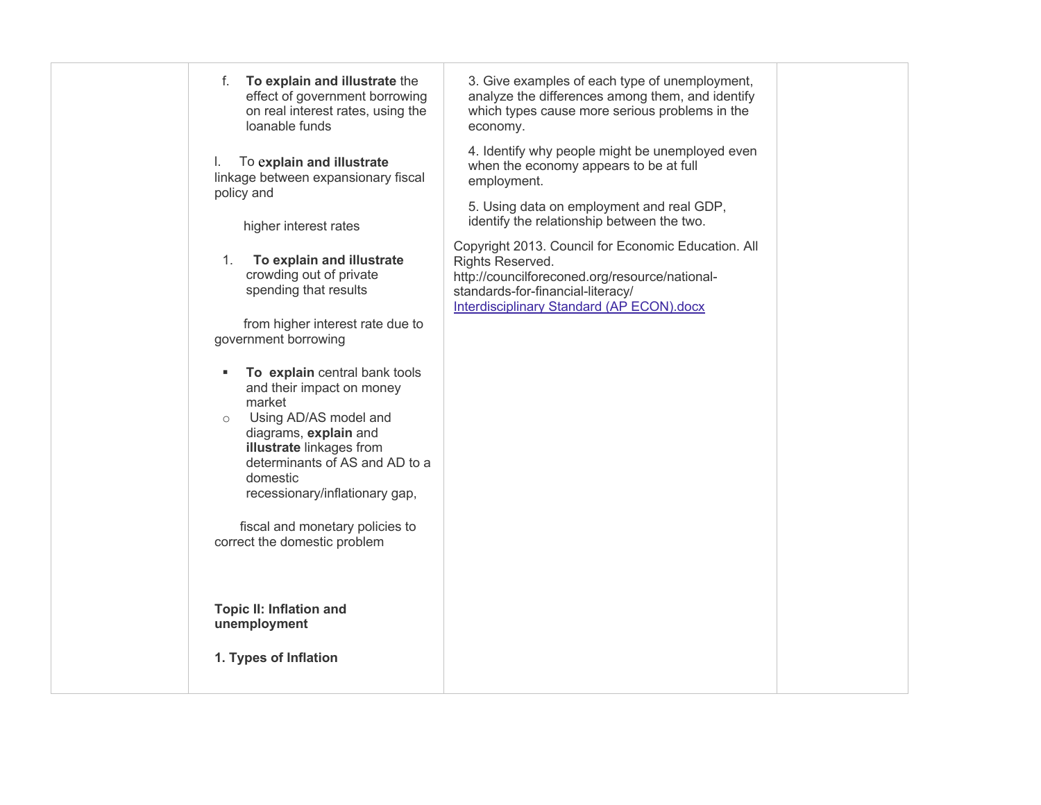| | | | |
|---|---|---|---|
| | f. **To explain and illustrate** the effect of government borrowing on real interest rates, using the loanable funds<br><br>I. To **explain and illustrate** linkage between expansionary fiscal policy and<br><br>higher interest rates<br><br>1. **To explain and illustrate** crowding out of private spending that results<br><br>from higher interest rate due to government borrowing<br><br>▪ **To explain** central bank tools and their impact on money market<br>○ Using AD/AS model and diagrams, **explain** and **illustrate** linkages from determinants of AS and AD to a domestic recessionary/inflationary gap,<br><br>fiscal and monetary policies to correct the domestic problem<br><br>**Topic II: Inflation and unemployment**<br><br>**1. Types of Inflation** | 3. Give examples of each type of unemployment, analyze the differences among them, and identify which types cause more serious problems in the economy.<br><br>4. Identify why people might be unemployed even when the economy appears to be at full employment.<br><br>5. Using data on employment and real GDP, identify the relationship between the two.<br><br>Copyright 2013. Council for Economic Education. All Rights Reserved. http://councilforeconed.org/resource/national-standards-for-financial-literacy/<br>Interdisciplinary Standard (AP ECON).docx | |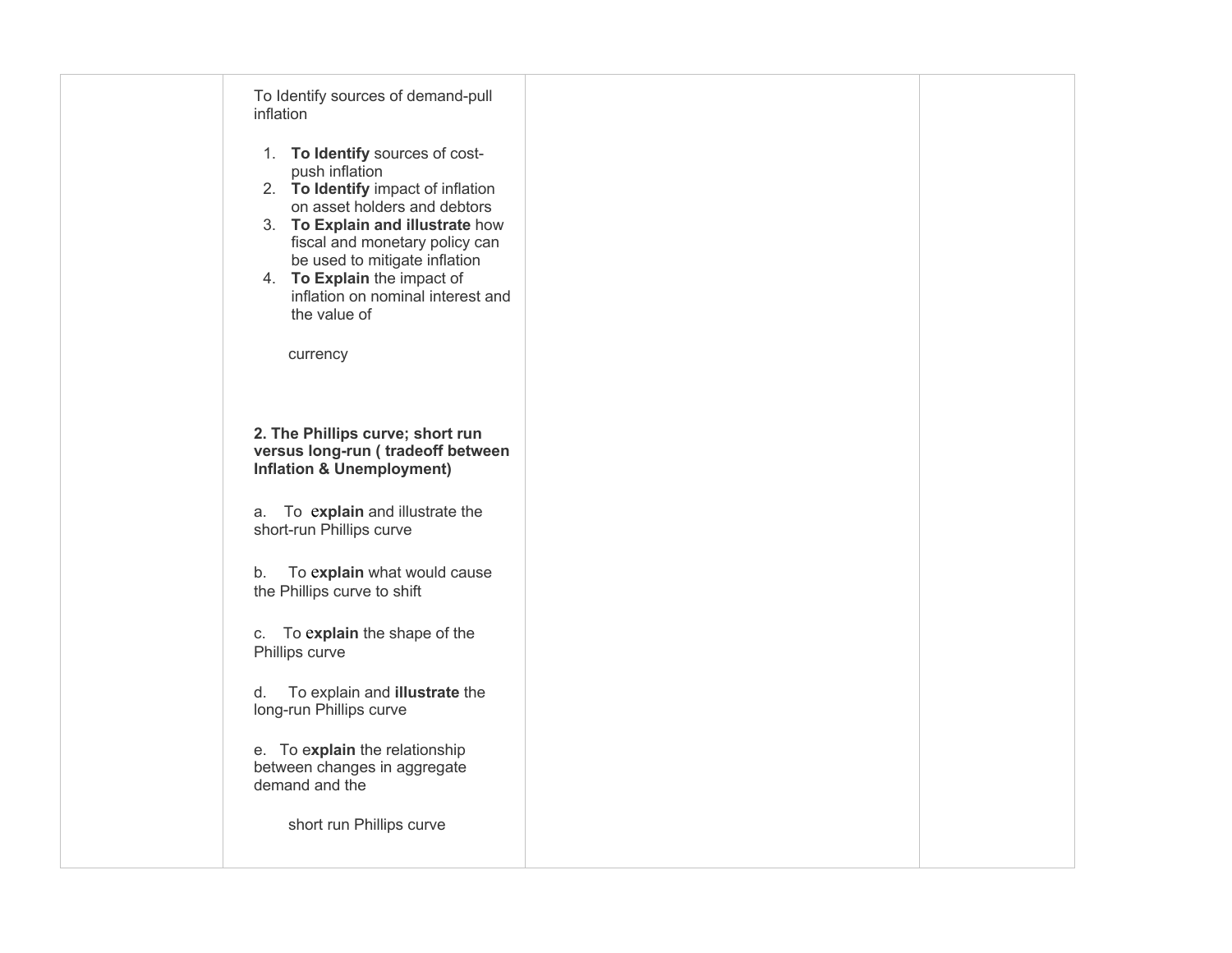| | | | |
|---|---|---|---|
| | To Identify sources of demand-pull inflation<br><br>1. **To Identify** sources of cost-push inflation<br>2. **To Identify** impact of inflation on asset holders and debtors<br>3. **To Explain and illustrate** how fiscal and monetary policy can be used to mitigate inflation<br>4. **To Explain** the impact of inflation on nominal interest and the value of currency<br><br>**2. The Phillips curve; short run versus long-run ( tradeoff between Inflation & Unemployment)**<br><br>a. To **explain** and illustrate the short-run Phillips curve<br><br>b. To **explain** what would cause the Phillips curve to shift<br><br>c. To **explain** the shape of the Phillips curve<br><br>d. To explain and **illustrate** the long-run Phillips curve<br><br>e. To e**xplain** the relationship between changes in aggregate demand and the short run Phillips curve | | |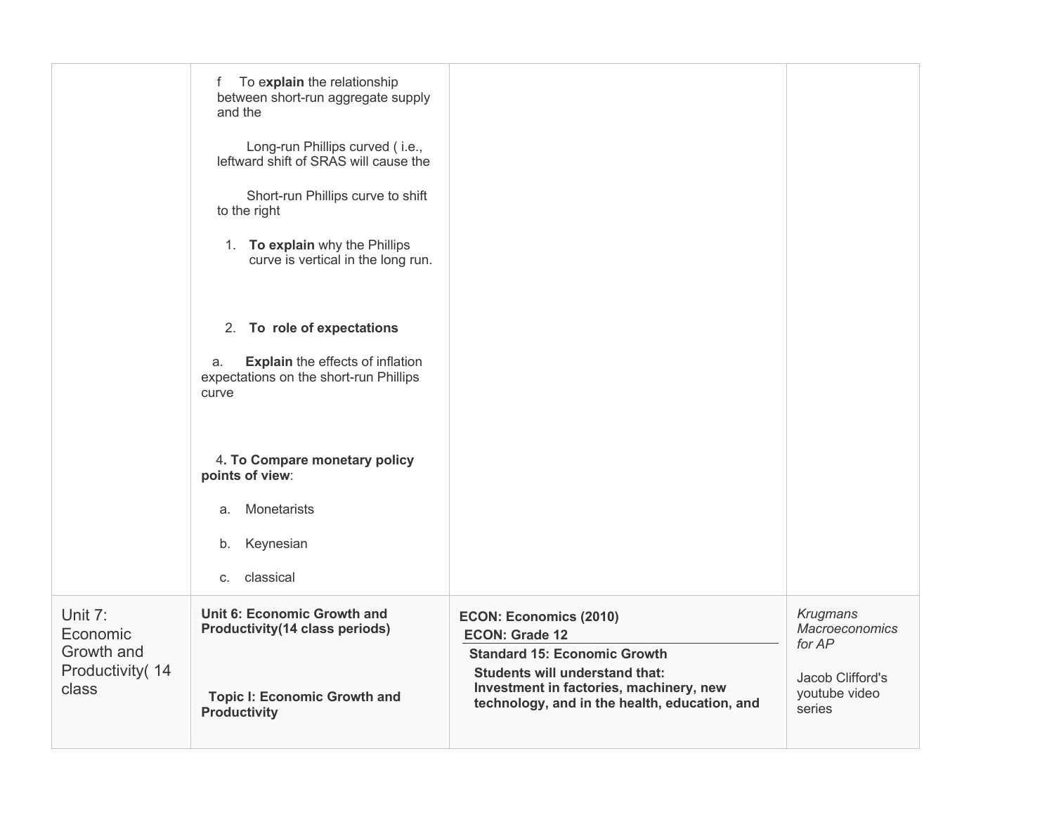| | | | |
|---|---|---|---|
| | f To e**xplain** the relationship between short-run aggregate supply and the<br><br>Long-run Phillips curved ( i.e., leftward shift of SRAS will cause the<br><br>Short-run Phillips curve to shift to the right<br><br>1. **To explain** why the Phillips curve is vertical in the long run.<br><br>2. **To role of expectations**<br><br>a. **Explain** the effects of inflation expectations on the short-run Phillips curve<br><br>4**. To Compare monetary policy points of view**:<br><br>a. Monetarists<br><br>b. Keynesian<br><br>c. classical | | |
| Unit 7: Economic Growth and Productivity( 14 class | **Unit 6: Economic Growth and Productivity(14 class periods)**<br><br>**Topic I: Economic Growth and Productivity** | **ECON: Economics (2010)**<br>**ECON: Grade 12**<br>**Standard 15: Economic Growth**<br>**Students will understand that:**<br>**Investment in factories, machinery, new technology, and in the health, education, and** | *Krugmans Macroeconomics for AP*<br><br>Jacob Clifford's youtube video series |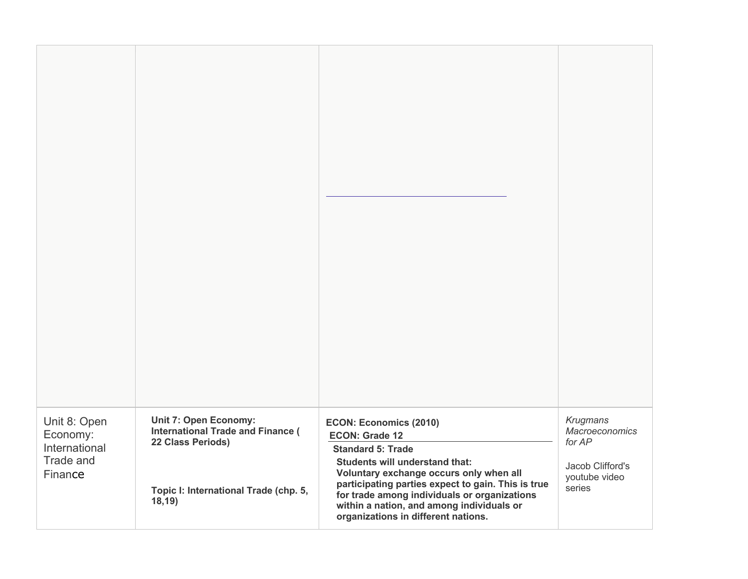| | | | |
|---|---|---|---|
| | | | |
| Unit 8: Open Economy: International Trade and Finance | **Unit 7: Open Economy: International Trade and Finance ( 22 Class Periods)**<br><br>**Topic I: International Trade (chp. 5, 18,19)** | **ECON: Economics (2010)**<br>**ECON: Grade 12**<br>**Standard 5: Trade**<br>**Students will understand that:**<br>**Voluntary exchange occurs only when all participating parties expect to gain. This is true for trade among individuals or organizations within a nation, and among individuals or organizations in different nations.** | *Krugmans Macroeconomics for AP*<br><br>Jacob Clifford's youtube video series |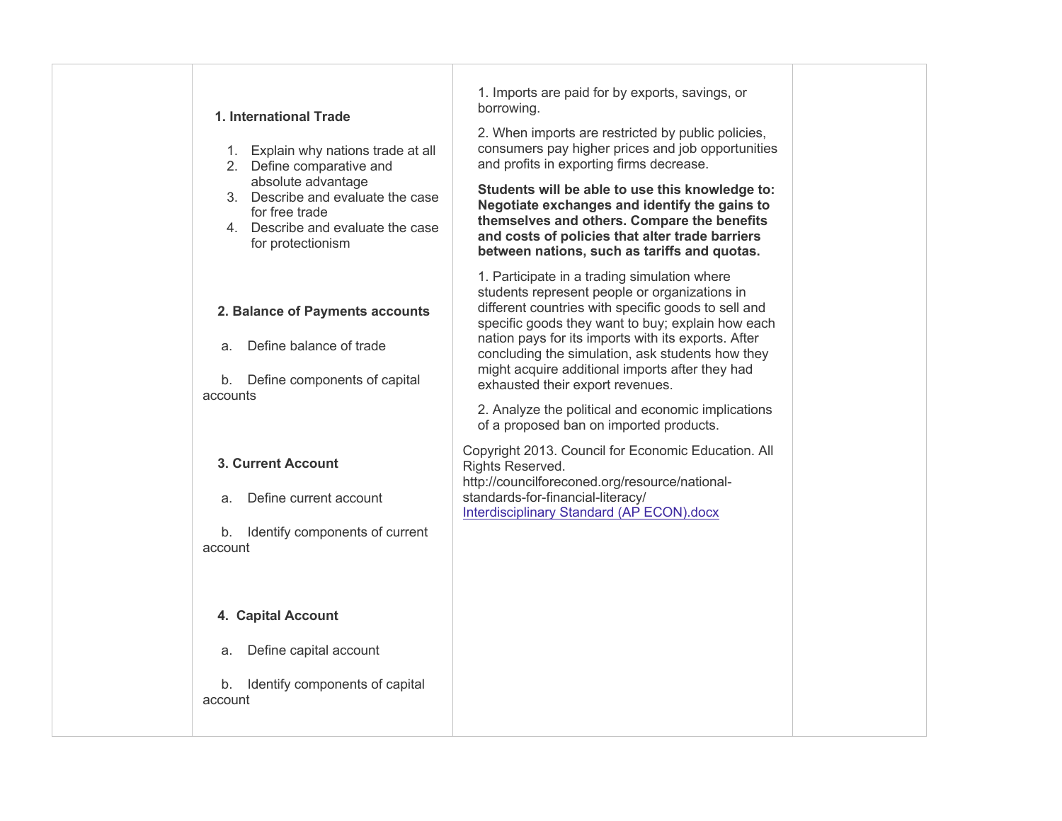| | | | |
|---|---|---|---|
| | **1. International Trade**<br><br>1. Explain why nations trade at all<br>2. Define comparative and absolute advantage<br>3. Describe and evaluate the case for free trade<br>4. Describe and evaluate the case for protectionism<br><br>**2. Balance of Payments accounts**<br><br>a. Define balance of trade<br><br>b. Define components of capital accounts<br><br>**3. Current Account**<br><br>a. Define current account<br><br>b. Identify components of current account<br><br>**4. Capital Account**<br><br>a. Define capital account<br><br>b. Identify components of capital account | 1. Imports are paid for by exports, savings, or borrowing.<br><br>2. When imports are restricted by public policies, consumers pay higher prices and job opportunities and profits in exporting firms decrease.<br><br>**Students will be able to use this knowledge to: Negotiate exchanges and identify the gains to themselves and others. Compare the benefits and costs of policies that alter trade barriers between nations, such as tariffs and quotas.**<br><br>1. Participate in a trading simulation where students represent people or organizations in different countries with specific goods to sell and specific goods they want to buy; explain how each nation pays for its imports with its exports. After concluding the simulation, ask students how they might acquire additional imports after they had exhausted their export revenues.<br><br>2. Analyze the political and economic implications of a proposed ban on imported products.<br><br>Copyright 2013. Council for Economic Education. All Rights Reserved. http://councilforeconed.org/resource/national-standards-for-financial-literacy/<br>[Interdisciplinary Standard (AP ECON).docx]() | |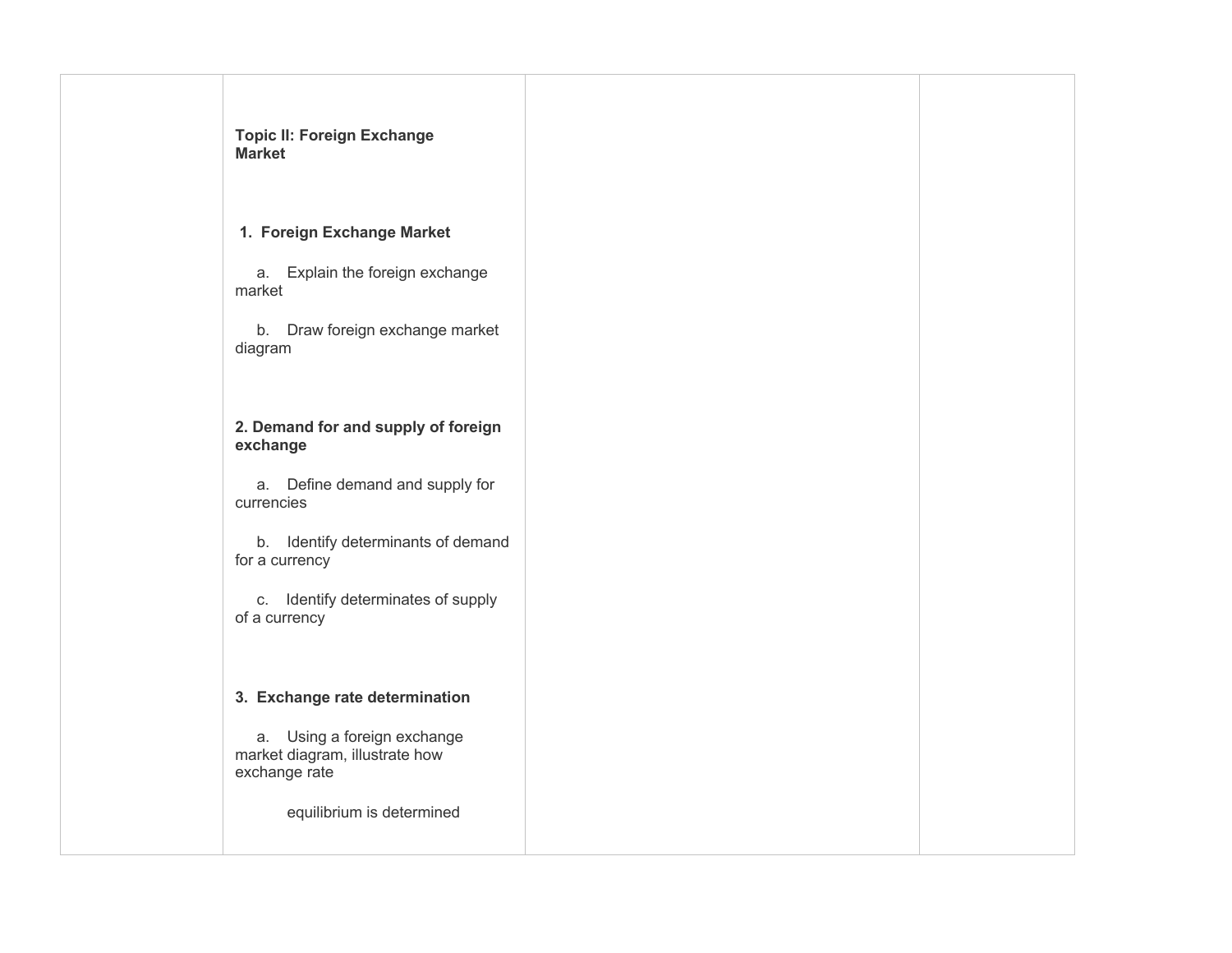|  | **Topic II: Foreign Exchange Market**<br><br>**1. Foreign Exchange Market**<br><br>a. Explain the foreign exchange market<br><br>b. Draw foreign exchange market diagram<br><br>**2. Demand for and supply of foreign exchange**<br><br>a. Define demand and supply for currencies<br><br>b. Identify determinants of demand for a currency<br><br>c. Identify determinates of supply of a currency<br><br>**3. Exchange rate determination**<br><br>a. Using a foreign exchange market diagram, illustrate how exchange rate equilibrium is determined |  |  |
|---|---|---|---|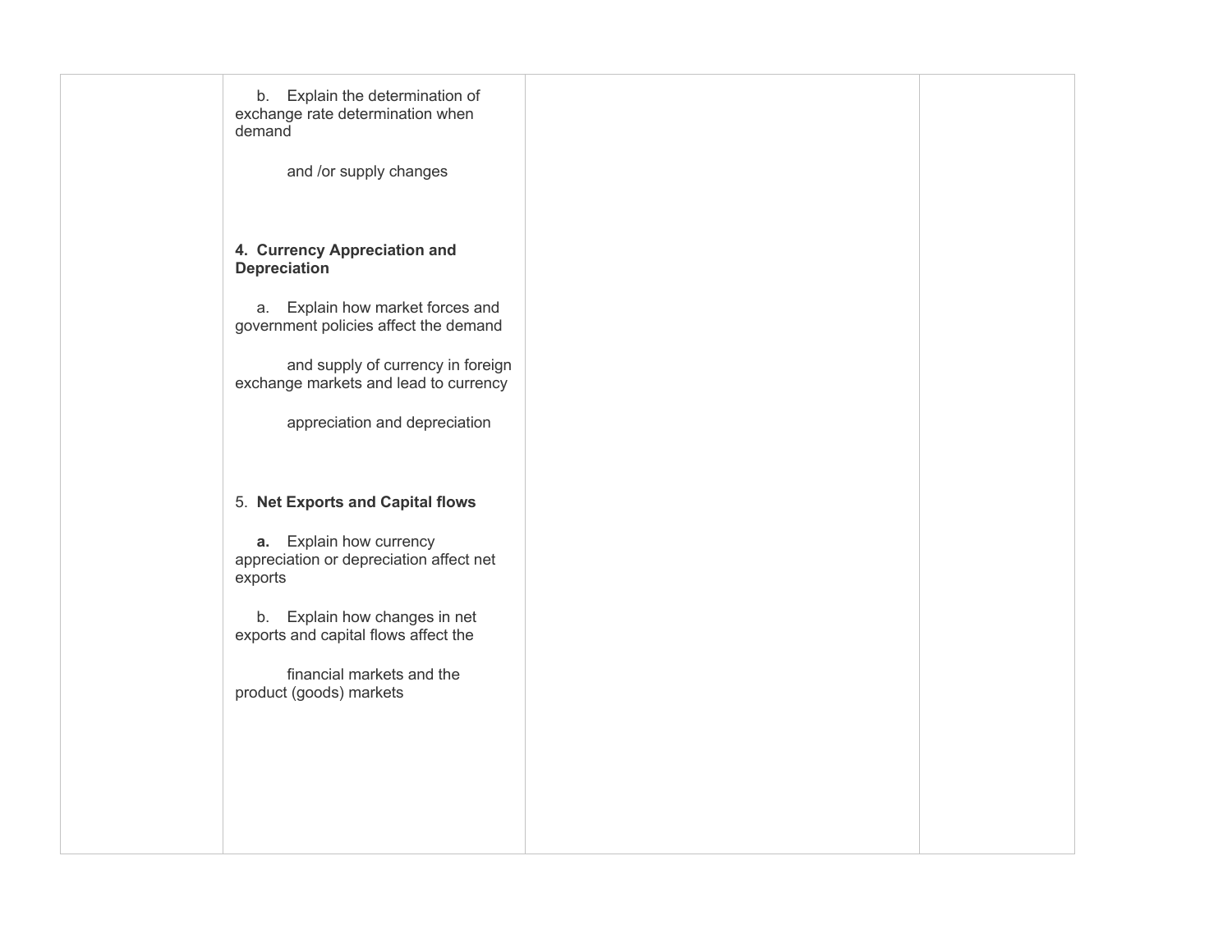| | | | |
|---|---|---|---|
| | b. Explain the determination of exchange rate determination when demand and /or supply changes<br><br>**4. Currency Appreciation and Depreciation**<br><br>a. Explain how market forces and government policies affect the demand and supply of currency in foreign exchange markets and lead to currency appreciation and depreciation<br><br>5. **Net Exports and Capital flows**<br><br>**a.** Explain how currency appreciation or depreciation affect net exports<br><br>b. Explain how changes in net exports and capital flows affect the financial markets and the product (goods) markets | | |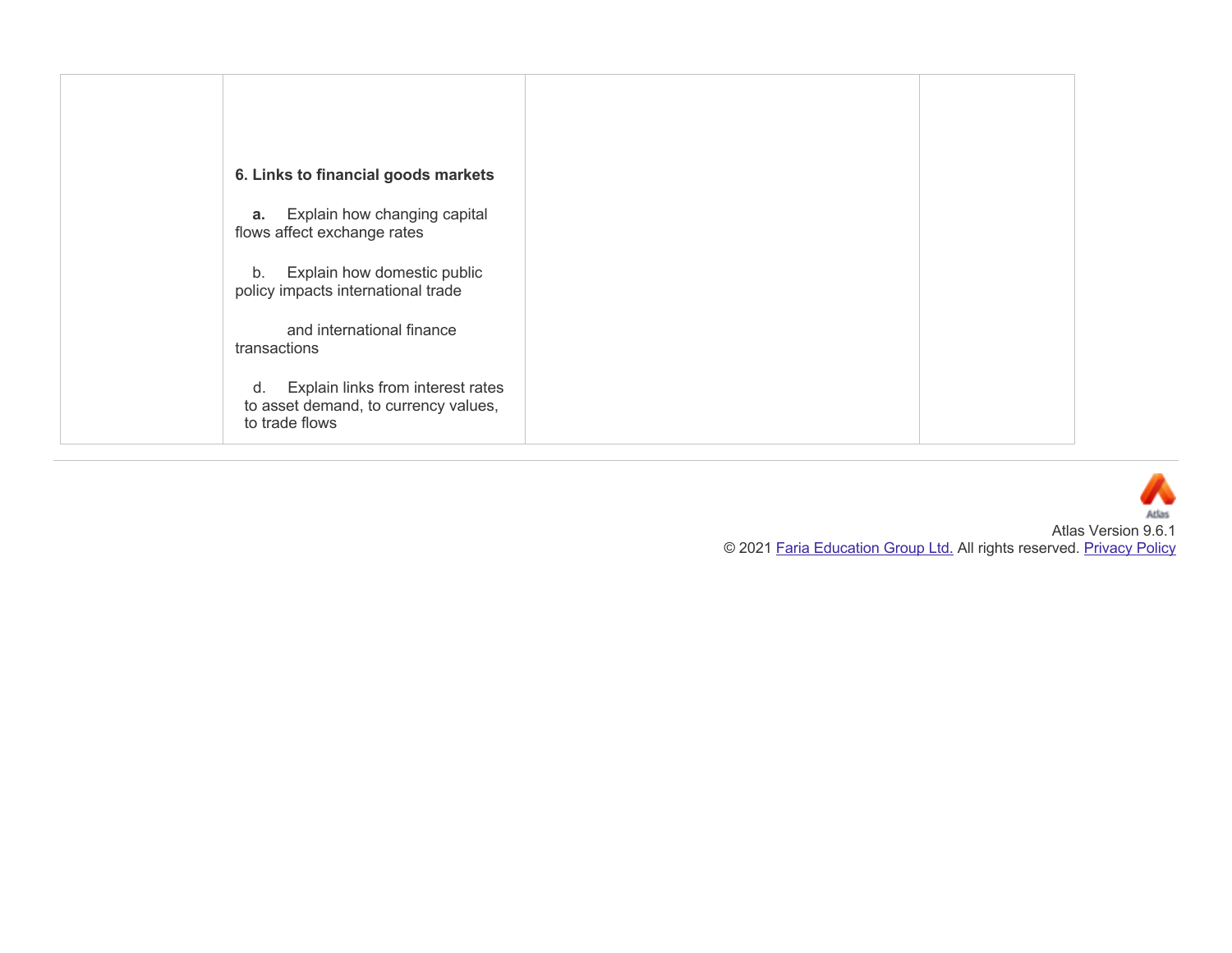| | | | |
|---|---|---|---|
| | **6. Links to financial goods markets**<br><br>**a.** Explain how changing capital flows affect exchange rates<br><br>b. Explain how domestic public policy impacts international trade<br><br>and international finance transactions<br><br>d. Explain links from interest rates to asset demand, to currency values, to trade flows | | |